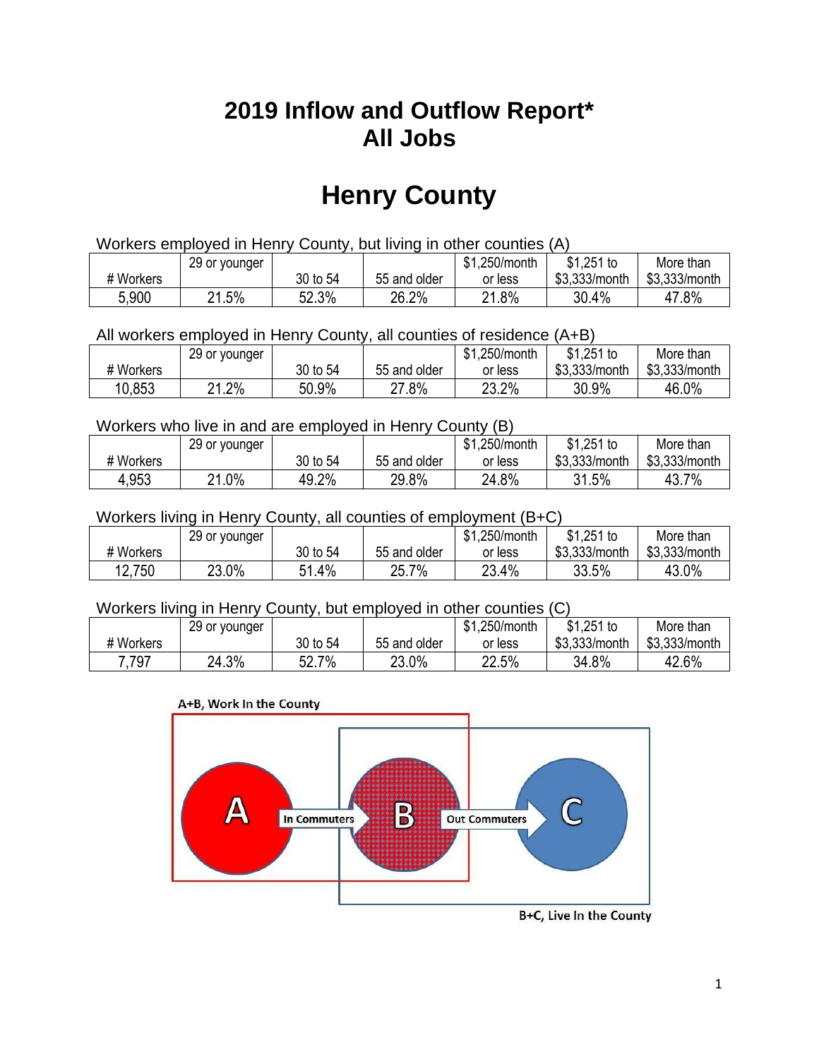# 2019 Inflow and Outflow Report*
# All Jobs

# Henry County

Workers employed in Henry County, but living in other counties (A)

| # Workers | 29 or younger | 30 to 54 | 55 and older | $1,250/month or less | $1,251 to $3,333/month | More than $3,333/month |
|---|---|---|---|---|---|---|
| 5,900 | 21.5% | 52.3% | 26.2% | 21.8% | 30.4% | 47.8% |

All workers employed in Henry County, all counties of residence (A+B)

| # Workers | 29 or younger | 30 to 54 | 55 and older | $1,250/month or less | $1,251 to $3,333/month | More than $3,333/month |
|---|---|---|---|---|---|---|
| 10,853 | 21.2% | 50.9% | 27.8% | 23.2% | 30.9% | 46.0% |

Workers who live in and are employed in Henry County (B)

| # Workers | 29 or younger | 30 to 54 | 55 and older | $1,250/month or less | $1,251 to $3,333/month | More than $3,333/month |
|---|---|---|---|---|---|---|
| 4,953 | 21.0% | 49.2% | 29.8% | 24.8% | 31.5% | 43.7% |

Workers living in Henry County, all counties of employment (B+C)

| # Workers | 29 or younger | 30 to 54 | 55 and older | $1,250/month or less | $1,251 to $3,333/month | More than $3,333/month |
|---|---|---|---|---|---|---|
| 12,750 | 23.0% | 51.4% | 25.7% | 23.4% | 33.5% | 43.0% |

Workers living in Henry County, but employed in other counties (C)

| # Workers | 29 or younger | 30 to 54 | 55 and older | $1,250/month or less | $1,251 to $3,333/month | More than $3,333/month |
|---|---|---|---|---|---|---|
| 7,797 | 24.3% | 52.7% | 23.0% | 22.5% | 34.8% | 42.6% |

A+B, Work In the County

A — In Commuters → B — Out Commuters → C

B+C, Live In the County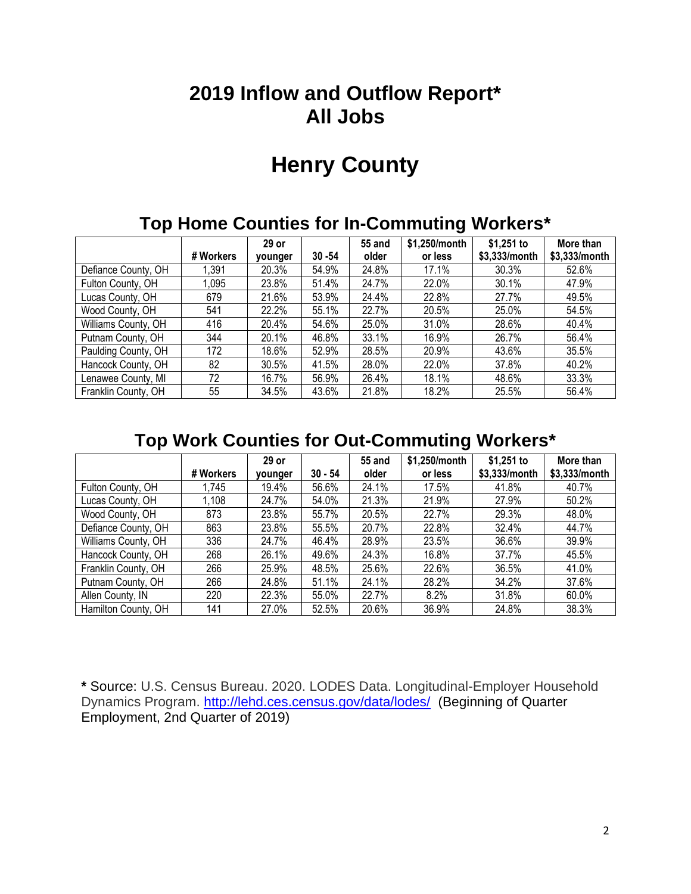# 2019 Inflow and Outflow Report*
# All Jobs

# Henry County

## Top Home Counties for In-Commuting Workers*

| | # Workers | 29 or younger | 30 -54 | 55 and older | $1,250/month or less | $1,251 to $3,333/month | More than $3,333/month |
|---|---|---|---|---|---|---|---|
| Defiance County, OH | 1,391 | 20.3% | 54.9% | 24.8% | 17.1% | 30.3% | 52.6% |
| Fulton County, OH | 1,095 | 23.8% | 51.4% | 24.7% | 22.0% | 30.1% | 47.9% |
| Lucas County, OH | 679 | 21.6% | 53.9% | 24.4% | 22.8% | 27.7% | 49.5% |
| Wood County, OH | 541 | 22.2% | 55.1% | 22.7% | 20.5% | 25.0% | 54.5% |
| Williams County, OH | 416 | 20.4% | 54.6% | 25.0% | 31.0% | 28.6% | 40.4% |
| Putnam County, OH | 344 | 20.1% | 46.8% | 33.1% | 16.9% | 26.7% | 56.4% |
| Paulding County, OH | 172 | 18.6% | 52.9% | 28.5% | 20.9% | 43.6% | 35.5% |
| Hancock County, OH | 82 | 30.5% | 41.5% | 28.0% | 22.0% | 37.8% | 40.2% |
| Lenawee County, MI | 72 | 16.7% | 56.9% | 26.4% | 18.1% | 48.6% | 33.3% |
| Franklin County, OH | 55 | 34.5% | 43.6% | 21.8% | 18.2% | 25.5% | 56.4% |

## Top Work Counties for Out-Commuting Workers*

| | # Workers | 29 or younger | 30 - 54 | 55 and older | $1,250/month or less | $1,251 to $3,333/month | More than $3,333/month |
|---|---|---|---|---|---|---|---|
| Fulton County, OH | 1,745 | 19.4% | 56.6% | 24.1% | 17.5% | 41.8% | 40.7% |
| Lucas County, OH | 1,108 | 24.7% | 54.0% | 21.3% | 21.9% | 27.9% | 50.2% |
| Wood County, OH | 873 | 23.8% | 55.7% | 20.5% | 22.7% | 29.3% | 48.0% |
| Defiance County, OH | 863 | 23.8% | 55.5% | 20.7% | 22.8% | 32.4% | 44.7% |
| Williams County, OH | 336 | 24.7% | 46.4% | 28.9% | 23.5% | 36.6% | 39.9% |
| Hancock County, OH | 268 | 26.1% | 49.6% | 24.3% | 16.8% | 37.7% | 45.5% |
| Franklin County, OH | 266 | 25.9% | 48.5% | 25.6% | 22.6% | 36.5% | 41.0% |
| Putnam County, OH | 266 | 24.8% | 51.1% | 24.1% | 28.2% | 34.2% | 37.6% |
| Allen County, IN | 220 | 22.3% | 55.0% | 22.7% | 8.2% | 31.8% | 60.0% |
| Hamilton County, OH | 141 | 27.0% | 52.5% | 20.6% | 36.9% | 24.8% | 38.3% |

**\*** Source: U.S. Census Bureau. 2020. LODES Data. Longitudinal-Employer Household Dynamics Program. http://lehd.ces.census.gov/data/lodes/ (Beginning of Quarter Employment, 2nd Quarter of 2019)